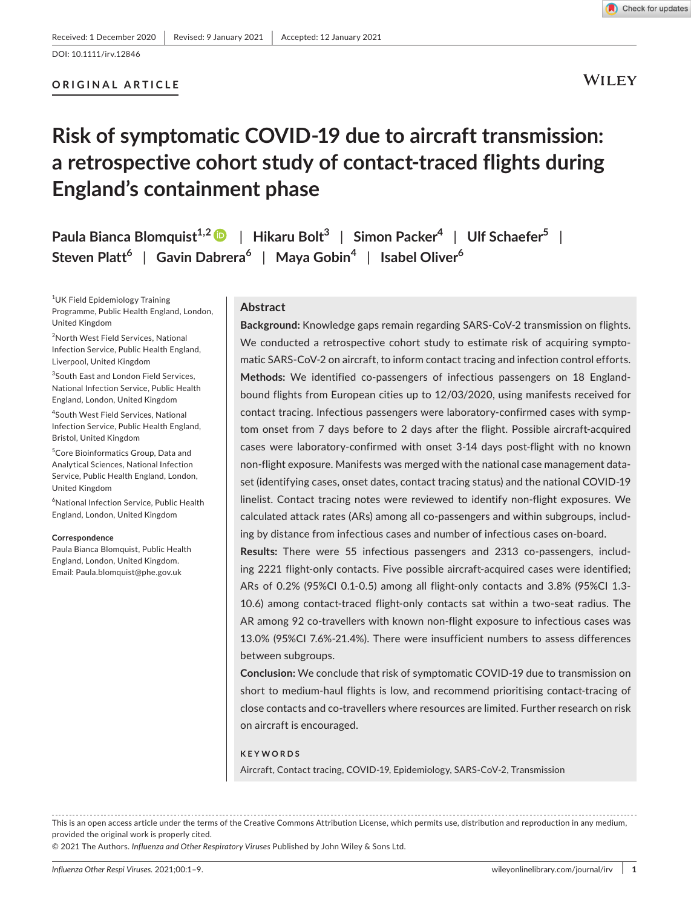Received: 1 December 2020 | Revised: 9 January 2021 | Accepted: 12 January 2021

DOI: 10.1111/irv.12846

ORIGINAL ARTICLE

# Risk of symptomatic COVID-19 due to aircraft transmission: a retrospective cohort study of contact-traced flights during England's containment phase

Paula Bianca Blomquist[1,2] | Hikaru Bolt[3] | Simon Packer[4] | Ulf Schaefer[5] | Steven Platt[6] | Gavin Dabrera[6] | Maya Gobin[4] | Isabel Oliver[6]

[1]UK Field Epidemiology Training Programme, Public Health England, London, United Kingdom

[2]North West Field Services, National Infection Service, Public Health England, Liverpool, United Kingdom

[3]South East and London Field Services, National Infection Service, Public Health England, London, United Kingdom

[4]South West Field Services, National Infection Service, Public Health England, Bristol, United Kingdom

[5]Core Bioinformatics Group, Data and Analytical Sciences, National Infection Service, Public Health England, London, United Kingdom

[6]National Infection Service, Public Health England, London, United Kingdom

**Correspondence**
Paula Bianca Blomquist, Public Health England, London, United Kingdom.
Email: Paula.blomquist@phe.gov.uk

## Abstract

**Background:** Knowledge gaps remain regarding SARS-CoV-2 transmission on flights. We conducted a retrospective cohort study to estimate risk of acquiring symptomatic SARS-CoV-2 on aircraft, to inform contact tracing and infection control efforts.

**Methods:** We identified co-passengers of infectious passengers on 18 England-bound flights from European cities up to 12/03/2020, using manifests received for contact tracing. Infectious passengers were laboratory-confirmed cases with symptom onset from 7 days before to 2 days after the flight. Possible aircraft-acquired cases were laboratory-confirmed with onset 3-14 days post-flight with no known non-flight exposure. Manifests was merged with the national case management dataset (identifying cases, onset dates, contact tracing status) and the national COVID-19 linelist. Contact tracing notes were reviewed to identify non-flight exposures. We calculated attack rates (ARs) among all co-passengers and within subgroups, including by distance from infectious cases and number of infectious cases on-board.

**Results:** There were 55 infectious passengers and 2313 co-passengers, including 2221 flight-only contacts. Five possible aircraft-acquired cases were identified; ARs of 0.2% (95%CI 0.1-0.5) among all flight-only contacts and 3.8% (95%CI 1.3-10.6) among contact-traced flight-only contacts sat within a two-seat radius. The AR among 92 co-travellers with known non-flight exposure to infectious cases was 13.0% (95%CI 7.6%-21.4%). There were insufficient numbers to assess differences between subgroups.

**Conclusion:** We conclude that risk of symptomatic COVID-19 due to transmission on short to medium-haul flights is low, and recommend prioritising contact-tracing of close contacts and co-travellers where resources are limited. Further research on risk on aircraft is encouraged.

**KEYWORDS**

Aircraft, Contact tracing, COVID-19, Epidemiology, SARS-CoV-2, Transmission

This is an open access article under the terms of the Creative Commons Attribution License, which permits use, distribution and reproduction in any medium, provided the original work is properly cited.

© 2021 The Authors. *Influenza and Other Respiratory Viruses* Published by John Wiley & Sons Ltd.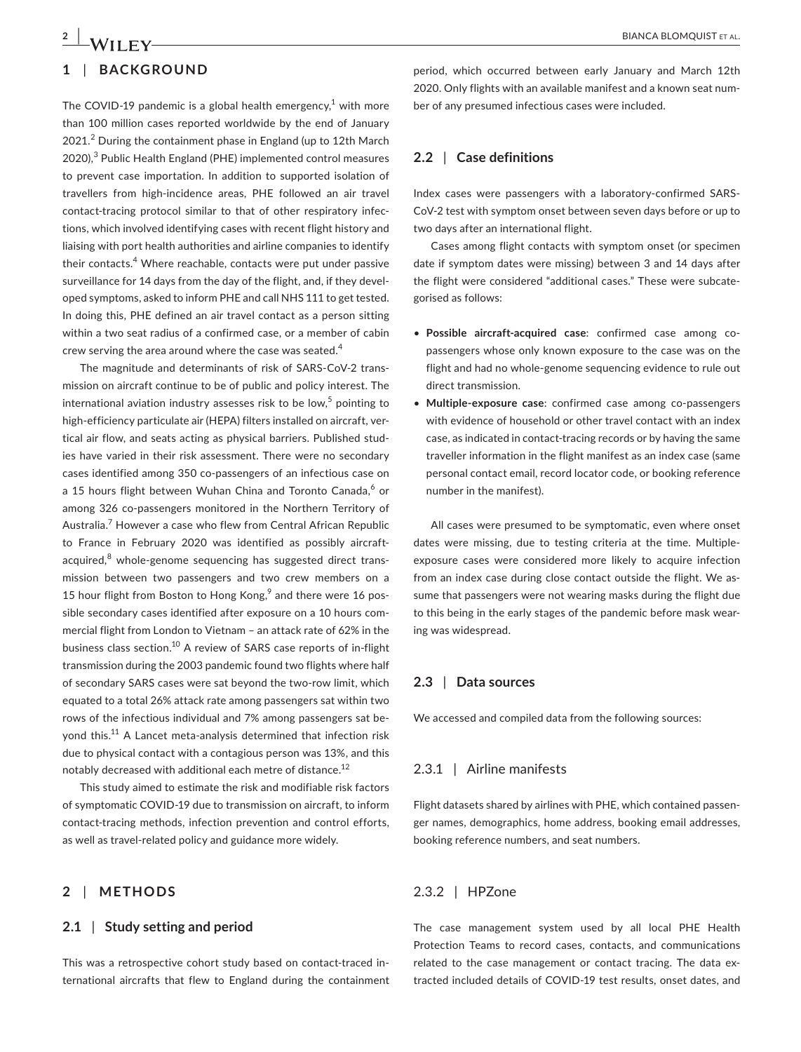## 1 | BACKGROUND

The COVID-19 pandemic is a global health emergency,[1] with more than 100 million cases reported worldwide by the end of January 2021.[2] During the containment phase in England (up to 12th March 2020),[3] Public Health England (PHE) implemented control measures to prevent case importation. In addition to supported isolation of travellers from high-incidence areas, PHE followed an air travel contact-tracing protocol similar to that of other respiratory infections, which involved identifying cases with recent flight history and liaising with port health authorities and airline companies to identify their contacts.[4] Where reachable, contacts were put under passive surveillance for 14 days from the day of the flight, and, if they developed symptoms, asked to inform PHE and call NHS 111 to get tested. In doing this, PHE defined an air travel contact as a person sitting within a two seat radius of a confirmed case, or a member of cabin crew serving the area around where the case was seated.[4]

The magnitude and determinants of risk of SARS-CoV-2 transmission on aircraft continue to be of public and policy interest. The international aviation industry assesses risk to be low,[5] pointing to high-efficiency particulate air (HEPA) filters installed on aircraft, vertical air flow, and seats acting as physical barriers. Published studies have varied in their risk assessment. There were no secondary cases identified among 350 co-passengers of an infectious case on a 15 hours flight between Wuhan China and Toronto Canada,[6] or among 326 co-passengers monitored in the Northern Territory of Australia.[7] However a case who flew from Central African Republic to France in February 2020 was identified as possibly aircraft-acquired,[8] whole-genome sequencing has suggested direct transmission between two passengers and two crew members on a 15 hour flight from Boston to Hong Kong,[9] and there were 16 possible secondary cases identified after exposure on a 10 hours commercial flight from London to Vietnam – an attack rate of 62% in the business class section.[10] A review of SARS case reports of in-flight transmission during the 2003 pandemic found two flights where half of secondary SARS cases were sat beyond the two-row limit, which equated to a total 26% attack rate among passengers sat within two rows of the infectious individual and 7% among passengers sat beyond this.[11] A Lancet meta-analysis determined that infection risk due to physical contact with a contagious person was 13%, and this notably decreased with additional each metre of distance.[12]

This study aimed to estimate the risk and modifiable risk factors of symptomatic COVID-19 due to transmission on aircraft, to inform contact-tracing methods, infection prevention and control efforts, as well as travel-related policy and guidance more widely.

## 2 | METHODS

### 2.1 | Study setting and period

This was a retrospective cohort study based on contact-traced international aircrafts that flew to England during the containment period, which occurred between early January and March 12th 2020. Only flights with an available manifest and a known seat number of any presumed infectious cases were included.

### 2.2 | Case definitions

Index cases were passengers with a laboratory-confirmed SARS-CoV-2 test with symptom onset between seven days before or up to two days after an international flight.

Cases among flight contacts with symptom onset (or specimen date if symptom dates were missing) between 3 and 14 days after the flight were considered "additional cases." These were subcategorised as follows:

- **Possible aircraft-acquired case**: confirmed case among co-passengers whose only known exposure to the case was on the flight and had no whole-genome sequencing evidence to rule out direct transmission.
- **Multiple-exposure case**: confirmed case among co-passengers with evidence of household or other travel contact with an index case, as indicated in contact-tracing records or by having the same traveller information in the flight manifest as an index case (same personal contact email, record locator code, or booking reference number in the manifest).

All cases were presumed to be symptomatic, even where onset dates were missing, due to testing criteria at the time. Multiple-exposure cases were considered more likely to acquire infection from an index case during close contact outside the flight. We assume that passengers were not wearing masks during the flight due to this being in the early stages of the pandemic before mask wearing was widespread.

### 2.3 | Data sources

We accessed and compiled data from the following sources:

#### 2.3.1 | Airline manifests

Flight datasets shared by airlines with PHE, which contained passenger names, demographics, home address, booking email addresses, booking reference numbers, and seat numbers.

#### 2.3.2 | HPZone

The case management system used by all local PHE Health Protection Teams to record cases, contacts, and communications related to the case management or contact tracing. The data extracted included details of COVID-19 test results, onset dates, and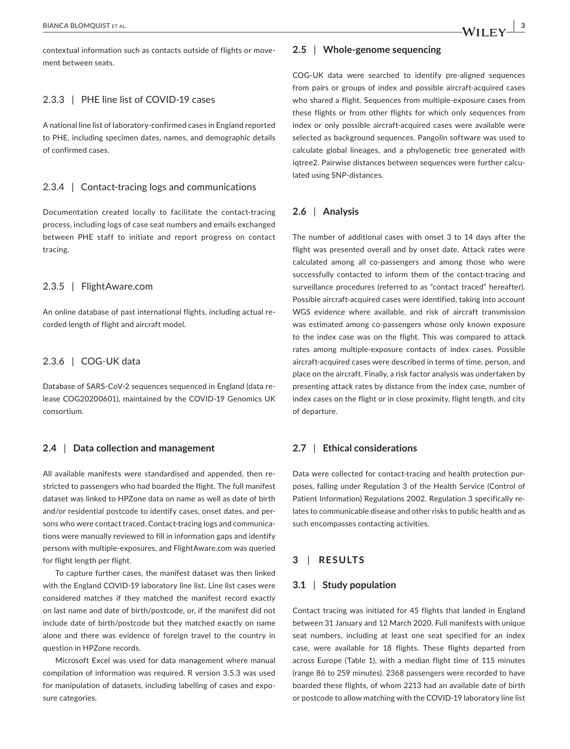contextual information such as contacts outside of flights or movement between seats.

#### 2.3.3 | PHE line list of COVID-19 cases

A national line list of laboratory-confirmed cases in England reported to PHE, including specimen dates, names, and demographic details of confirmed cases.

#### 2.3.4 | Contact-tracing logs and communications

Documentation created locally to facilitate the contact-tracing process, including logs of case seat numbers and emails exchanged between PHE staff to initiate and report progress on contact tracing.

#### 2.3.5 | FlightAware.com

An online database of past international flights, including actual recorded length of flight and aircraft model.

#### 2.3.6 | COG-UK data

Database of SARS-CoV-2 sequences sequenced in England (data release COG20200601), maintained by the COVID-19 Genomics UK consortium.

### 2.4 | Data collection and management

All available manifests were standardised and appended, then restricted to passengers who had boarded the flight. The full manifest dataset was linked to HPZone data on name as well as date of birth and/or residential postcode to identify cases, onset dates, and persons who were contact traced. Contact-tracing logs and communications were manually reviewed to fill in information gaps and identify persons with multiple-exposures, and FlightAware.com was queried for flight length per flight.

To capture further cases, the manifest dataset was then linked with the England COVID-19 laboratory line list. Line list cases were considered matches if they matched the manifest record exactly on last name and date of birth/postcode, or, if the manifest did not include date of birth/postcode but they matched exactly on name alone and there was evidence of foreign travel to the country in question in HPZone records.

Microsoft Excel was used for data management where manual compilation of information was required. R version 3.5.3 was used for manipulation of datasets, including labelling of cases and exposure categories.

### 2.5 | Whole-genome sequencing

COG-UK data were searched to identify pre-aligned sequences from pairs or groups of index and possible aircraft-acquired cases who shared a flight. Sequences from multiple-exposure cases from these flights or from other flights for which only sequences from index or only possible aircraft-acquired cases were available were selected as background sequences. Pangolin software was used to calculate global lineages, and a phylogenetic tree generated with iqtree2. Pairwise distances between sequences were further calculated using SNP-distances.

### 2.6 | Analysis

The number of additional cases with onset 3 to 14 days after the flight was presented overall and by onset date. Attack rates were calculated among all co-passengers and among those who were successfully contacted to inform them of the contact-tracing and surveillance procedures (referred to as "contact traced" hereafter). Possible aircraft-acquired cases were identified, taking into account WGS evidence where available, and risk of aircraft transmission was estimated among co-passengers whose only known exposure to the index case was on the flight. This was compared to attack rates among multiple-exposure contacts of index cases. Possible aircraft-acquired cases were described in terms of time, person, and place on the aircraft. Finally, a risk factor analysis was undertaken by presenting attack rates by distance from the index case, number of index cases on the flight or in close proximity, flight length, and city of departure.

### 2.7 | Ethical considerations

Data were collected for contact-tracing and health protection purposes, falling under Regulation 3 of the Health Service (Control of Patient Information) Regulations 2002. Regulation 3 specifically relates to communicable disease and other risks to public health and as such encompasses contacting activities.

## 3 | RESULTS

### 3.1 | Study population

Contact tracing was initiated for 45 flights that landed in England between 31 January and 12 March 2020. Full manifests with unique seat numbers, including at least one seat specified for an index case, were available for 18 flights. These flights departed from across Europe (Table 1), with a median flight time of 115 minutes (range 86 to 259 minutes). 2368 passengers were recorded to have boarded these flights, of whom 2213 had an available date of birth or postcode to allow matching with the COVID-19 laboratory line list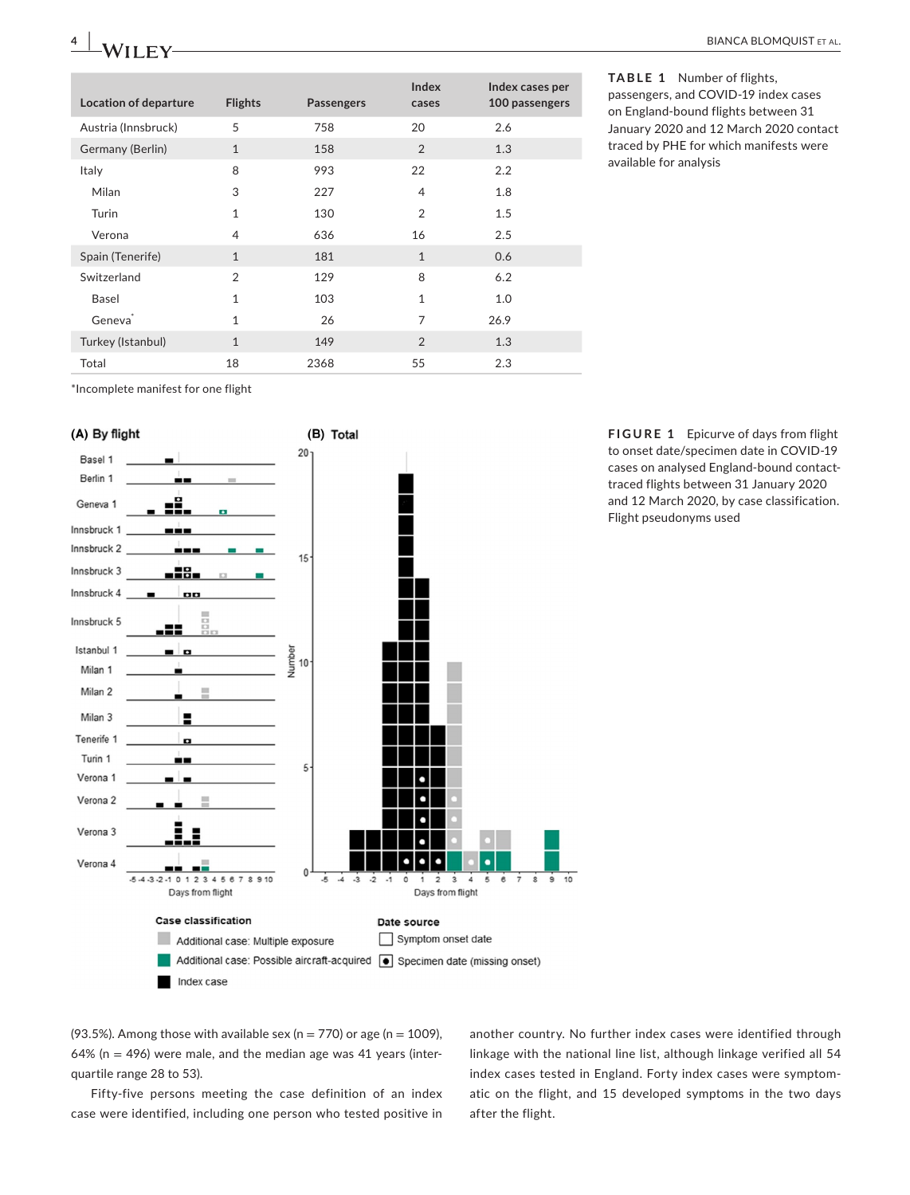**TABLE 1** Number of flights, passengers, and COVID-19 index cases on England-bound flights between 31 January 2020 and 12 March 2020 contact traced by PHE for which manifests were available for analysis

| Location of departure | Flights | Passengers | Index cases | Index cases per 100 passengers |
|---|---|---|---|---|
| Austria (Innsbruck) | 5 | 758 | 20 | 2.6 |
| Germany (Berlin) | 1 | 158 | 2 | 1.3 |
| Italy | 8 | 993 | 22 | 2.2 |
| Milan | 3 | 227 | 4 | 1.8 |
| Turin | 1 | 130 | 2 | 1.5 |
| Verona | 4 | 636 | 16 | 2.5 |
| Spain (Tenerife) | 1 | 181 | 1 | 0.6 |
| Switzerland | 2 | 129 | 8 | 6.2 |
| Basel | 1 | 103 | 1 | 1.0 |
| Geneva* | 1 | 26 | 7 | 26.9 |
| Turkey (Istanbul) | 1 | 149 | 2 | 1.3 |
| Total | 18 | 2368 | 55 | 2.3 |

*Incomplete manifest for one flight

**FIGURE 1** Epicurve of days from flight to onset date/specimen date in COVID-19 cases on analysed England-bound contact-traced flights between 31 January 2020 and 12 March 2020, by case classification. Flight pseudonyms used

(93.5%). Among those with available sex (n = 770) or age (n = 1009), 64% (n = 496) were male, and the median age was 41 years (interquartile range 28 to 53).

Fifty-five persons meeting the case definition of an index case were identified, including one person who tested positive in another country. No further index cases were identified through linkage with the national line list, although linkage verified all 54 index cases tested in England. Forty index cases were symptomatic on the flight, and 15 developed symptoms in the two days after the flight.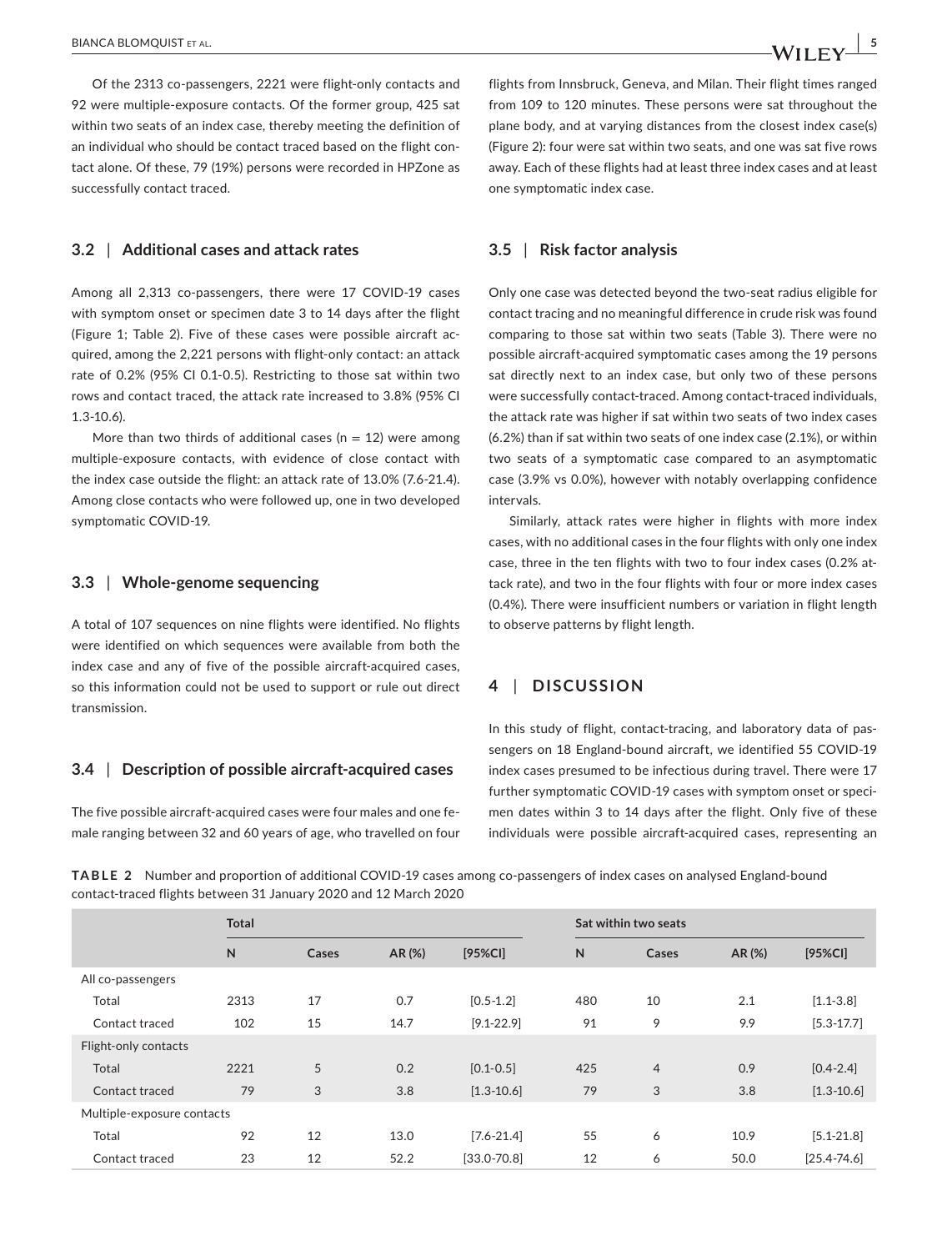Of the 2313 co-passengers, 2221 were flight-only contacts and 92 were multiple-exposure contacts. Of the former group, 425 sat within two seats of an index case, thereby meeting the definition of an individual who should be contact traced based on the flight contact alone. Of these, 79 (19%) persons were recorded in HPZone as successfully contact traced.

### 3.2 | Additional cases and attack rates

Among all 2,313 co-passengers, there were 17 COVID-19 cases with symptom onset or specimen date 3 to 14 days after the flight (Figure 1; Table 2). Five of these cases were possible aircraft acquired, among the 2,221 persons with flight-only contact: an attack rate of 0.2% (95% CI 0.1-0.5). Restricting to those sat within two rows and contact traced, the attack rate increased to 3.8% (95% CI 1.3-10.6).

More than two thirds of additional cases (n = 12) were among multiple-exposure contacts, with evidence of close contact with the index case outside the flight: an attack rate of 13.0% (7.6-21.4). Among close contacts who were followed up, one in two developed symptomatic COVID-19.

### 3.3 | Whole-genome sequencing

A total of 107 sequences on nine flights were identified. No flights were identified on which sequences were available from both the index case and any of five of the possible aircraft-acquired cases, so this information could not be used to support or rule out direct transmission.

### 3.4 | Description of possible aircraft-acquired cases

The five possible aircraft-acquired cases were four males and one female ranging between 32 and 60 years of age, who travelled on four flights from Innsbruck, Geneva, and Milan. Their flight times ranged from 109 to 120 minutes. These persons were sat throughout the plane body, and at varying distances from the closest index case(s) (Figure 2): four were sat within two seats, and one was sat five rows away. Each of these flights had at least three index cases and at least one symptomatic index case.

### 3.5 | Risk factor analysis

Only one case was detected beyond the two-seat radius eligible for contact tracing and no meaningful difference in crude risk was found comparing to those sat within two seats (Table 3). There were no possible aircraft-acquired symptomatic cases among the 19 persons sat directly next to an index case, but only two of these persons were successfully contact-traced. Among contact-traced individuals, the attack rate was higher if sat within two seats of two index cases (6.2%) than if sat within two seats of one index case (2.1%), or within two seats of a symptomatic case compared to an asymptomatic case (3.9% vs 0.0%), however with notably overlapping confidence intervals.

Similarly, attack rates were higher in flights with more index cases, with no additional cases in the four flights with only one index case, three in the ten flights with two to four index cases (0.2% attack rate), and two in the four flights with four or more index cases (0.4%). There were insufficient numbers or variation in flight length to observe patterns by flight length.

## 4 | DISCUSSION

In this study of flight, contact-tracing, and laboratory data of passengers on 18 England-bound aircraft, we identified 55 COVID-19 index cases presumed to be infectious during travel. There were 17 further symptomatic COVID-19 cases with symptom onset or specimen dates within 3 to 14 days after the flight. Only five of these individuals were possible aircraft-acquired cases, representing an

**TABLE 2** Number and proportion of additional COVID-19 cases among co-passengers of index cases on analysed England-bound contact-traced flights between 31 January 2020 and 12 March 2020

| | Total | | | | Sat within two seats | | | |
|---|---|---|---|---|---|---|---|---|
| | N | Cases | AR (%) | [95%CI] | N | Cases | AR (%) | [95%CI] |
| All co-passengers | | | | | | | | |
| Total | 2313 | 17 | 0.7 | [0.5-1.2] | 480 | 10 | 2.1 | [1.1-3.8] |
| Contact traced | 102 | 15 | 14.7 | [9.1-22.9] | 91 | 9 | 9.9 | [5.3-17.7] |
| Flight-only contacts | | | | | | | | |
| Total | 2221 | 5 | 0.2 | [0.1-0.5] | 425 | 4 | 0.9 | [0.4-2.4] |
| Contact traced | 79 | 3 | 3.8 | [1.3-10.6] | 79 | 3 | 3.8 | [1.3-10.6] |
| Multiple-exposure contacts | | | | | | | | |
| Total | 92 | 12 | 13.0 | [7.6-21.4] | 55 | 6 | 10.9 | [5.1-21.8] |
| Contact traced | 23 | 12 | 52.2 | [33.0-70.8] | 12 | 6 | 50.0 | [25.4-74.6] |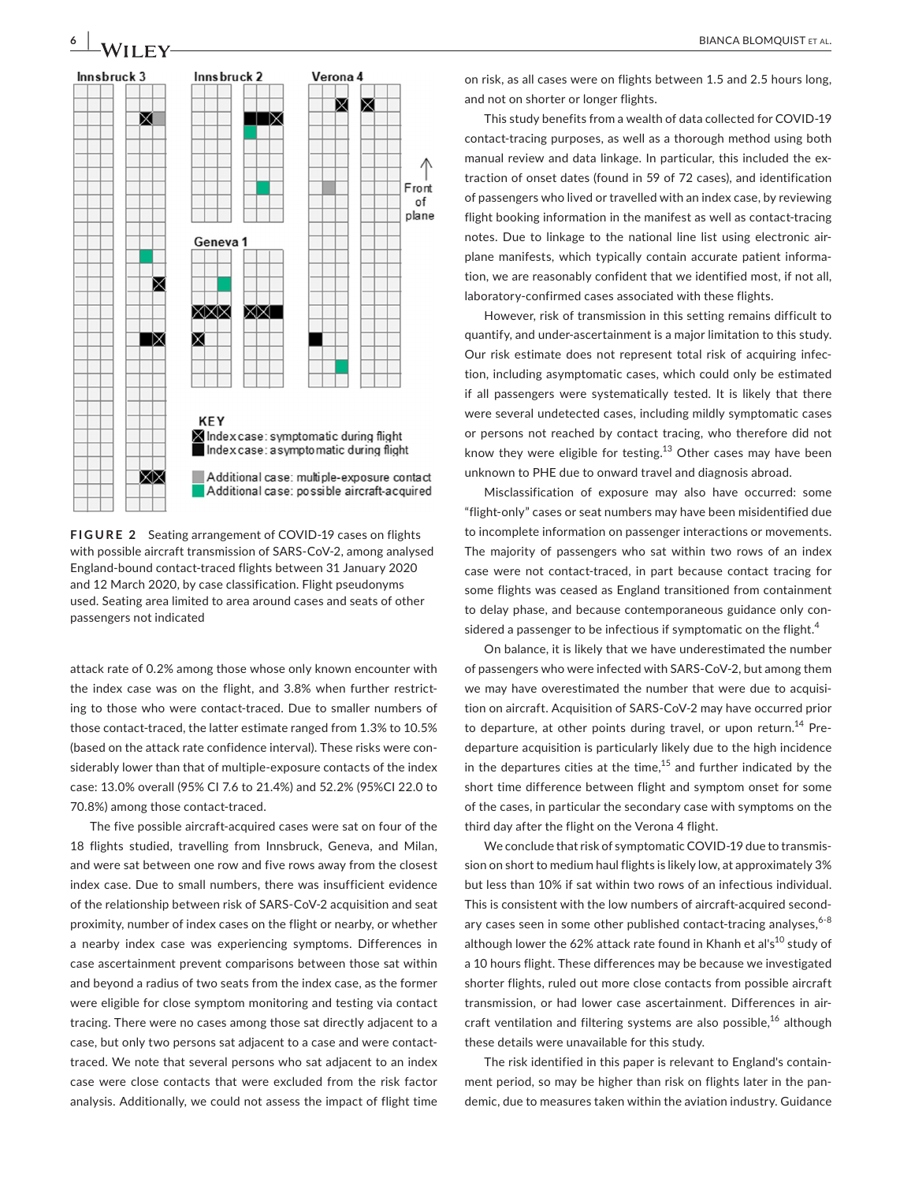**FIGURE 2** Seating arrangement of COVID-19 cases on flights with possible aircraft transmission of SARS-CoV-2, among analysed England-bound contact-traced flights between 31 January 2020 and 12 March 2020, by case classification. Flight pseudonyms used. Seating area limited to area around cases and seats of other passengers not indicated

attack rate of 0.2% among those whose only known encounter with the index case was on the flight, and 3.8% when further restricting to those who were contact-traced. Due to smaller numbers of those contact-traced, the latter estimate ranged from 1.3% to 10.5% (based on the attack rate confidence interval). These risks were considerably lower than that of multiple-exposure contacts of the index case: 13.0% overall (95% CI 7.6 to 21.4%) and 52.2% (95%CI 22.0 to 70.8%) among those contact-traced.

The five possible aircraft-acquired cases were sat on four of the 18 flights studied, travelling from Innsbruck, Geneva, and Milan, and were sat between one row and five rows away from the closest index case. Due to small numbers, there was insufficient evidence of the relationship between risk of SARS-CoV-2 acquisition and seat proximity, number of index cases on the flight or nearby, or whether a nearby index case was experiencing symptoms. Differences in case ascertainment prevent comparisons between those sat within and beyond a radius of two seats from the index case, as the former were eligible for close symptom monitoring and testing via contact tracing. There were no cases among those sat directly adjacent to a case, but only two persons sat adjacent to a case and were contact-traced. We note that several persons who sat adjacent to an index case were close contacts that were excluded from the risk factor analysis. Additionally, we could not assess the impact of flight time on risk, as all cases were on flights between 1.5 and 2.5 hours long, and not on shorter or longer flights.

This study benefits from a wealth of data collected for COVID-19 contact-tracing purposes, as well as a thorough method using both manual review and data linkage. In particular, this included the extraction of onset dates (found in 59 of 72 cases), and identification of passengers who lived or travelled with an index case, by reviewing flight booking information in the manifest as well as contact-tracing notes. Due to linkage to the national line list using electronic airplane manifests, which typically contain accurate patient information, we are reasonably confident that we identified most, if not all, laboratory-confirmed cases associated with these flights.

However, risk of transmission in this setting remains difficult to quantify, and under-ascertainment is a major limitation to this study. Our risk estimate does not represent total risk of acquiring infection, including asymptomatic cases, which could only be estimated if all passengers were systematically tested. It is likely that there were several undetected cases, including mildly symptomatic cases or persons not reached by contact tracing, who therefore did not know they were eligible for testing.[13] Other cases may have been unknown to PHE due to onward travel and diagnosis abroad.

Misclassification of exposure may also have occurred: some "flight-only" cases or seat numbers may have been misidentified due to incomplete information on passenger interactions or movements. The majority of passengers who sat within two rows of an index case were not contact-traced, in part because contact tracing for some flights was ceased as England transitioned from containment to delay phase, and because contemporaneous guidance only considered a passenger to be infectious if symptomatic on the flight.[4]

On balance, it is likely that we have underestimated the number of passengers who were infected with SARS-CoV-2, but among them we may have overestimated the number that were due to acquisition on aircraft. Acquisition of SARS-CoV-2 may have occurred prior to departure, at other points during travel, or upon return.[14] Pre-departure acquisition is particularly likely due to the high incidence in the departures cities at the time,[15] and further indicated by the short time difference between flight and symptom onset for some of the cases, in particular the secondary case with symptoms on the third day after the flight on the Verona 4 flight.

We conclude that risk of symptomatic COVID-19 due to transmission on short to medium haul flights is likely low, at approximately 3% but less than 10% if sat within two rows of an infectious individual. This is consistent with the low numbers of aircraft-acquired secondary cases seen in some other published contact-tracing analyses,[6-8] although lower the 62% attack rate found in Khanh et al's[10] study of a 10 hours flight. These differences may be because we investigated shorter flights, ruled out more close contacts from possible aircraft transmission, or had lower case ascertainment. Differences in aircraft ventilation and filtering systems are also possible,[16] although these details were unavailable for this study.

The risk identified in this paper is relevant to England's containment period, so may be higher than risk on flights later in the pandemic, due to measures taken within the aviation industry. Guidance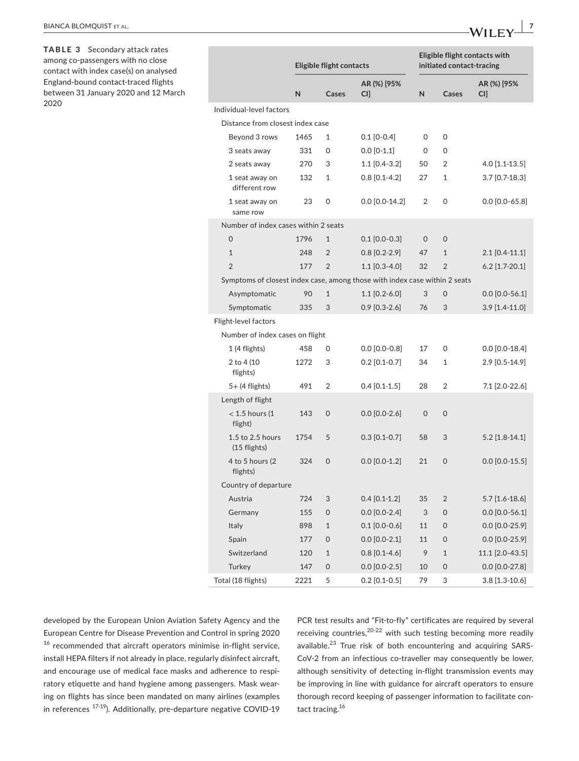**TABLE 3** Secondary attack rates among co-passengers with no close contact with index case(s) on analysed England-bound contact-traced flights between 31 January 2020 and 12 March 2020

| | Eligible flight contacts | | | Eligible flight contacts with initiated contact-tracing | | |
|---|---|---|---|---|---|---|
| | N | Cases | AR (%) [95% CI] | N | Cases | AR (%) [95% CI] |
| Individual-level factors | | | | | | |
| Distance from closest index case | | | | | | |
| Beyond 3 rows | 1465 | 1 | 0.1 [0-0.4] | 0 | 0 | |
| 3 seats away | 331 | 0 | 0.0 [0-1.1] | 0 | 0 | |
| 2 seats away | 270 | 3 | 1.1 [0.4-3.2] | 50 | 2 | 4.0 [1.1-13.5] |
| 1 seat away on different row | 132 | 1 | 0.8 [0.1-4.2] | 27 | 1 | 3.7 [0.7-18.3] |
| 1 seat away on same row | 23 | 0 | 0.0 [0.0-14.2] | 2 | 0 | 0.0 [0.0-65.8] |
| Number of index cases within 2 seats | | | | | | |
| 0 | 1796 | 1 | 0.1 [0.0-0.3] | 0 | 0 | |
| 1 | 248 | 2 | 0.8 [0.2-2.9] | 47 | 1 | 2.1 [0.4-11.1] |
| 2 | 177 | 2 | 1.1 [0.3-4.0] | 32 | 2 | 6.2 [1.7-20.1] |
| Symptoms of closest index case, among those with index case within 2 seats | | | | | | |
| Asymptomatic | 90 | 1 | 1.1 [0.2-6.0] | 3 | 0 | 0.0 [0.0-56.1] |
| Symptomatic | 335 | 3 | 0.9 [0.3-2.6] | 76 | 3 | 3.9 [1.4-11.0] |
| Flight-level factors | | | | | | |
| Number of index cases on flight | | | | | | |
| 1 (4 flights) | 458 | 0 | 0.0 [0.0-0.8] | 17 | 0 | 0.0 [0.0-18.4] |
| 2 to 4 (10 flights) | 1272 | 3 | 0.2 [0.1-0.7] | 34 | 1 | 2.9 [0.5-14.9] |
| 5+ (4 flights) | 491 | 2 | 0.4 [0.1-1.5] | 28 | 2 | 7.1 [2.0-22.6] |
| Length of flight | | | | | | |
| < 1.5 hours (1 flight) | 143 | 0 | 0.0 [0.0-2.6] | 0 | 0 | |
| 1.5 to 2.5 hours (15 flights) | 1754 | 5 | 0.3 [0.1-0.7] | 58 | 3 | 5.2 [1.8-14.1] |
| 4 to 5 hours (2 flights) | 324 | 0 | 0.0 [0.0-1.2] | 21 | 0 | 0.0 [0.0-15.5] |
| Country of departure | | | | | | |
| Austria | 724 | 3 | 0.4 [0.1-1.2] | 35 | 2 | 5.7 [1.6-18.6] |
| Germany | 155 | 0 | 0.0 [0.0-2.4] | 3 | 0 | 0.0 [0.0-56.1] |
| Italy | 898 | 1 | 0.1 [0.0-0.6] | 11 | 0 | 0.0 [0.0-25.9] |
| Spain | 177 | 0 | 0.0 [0.0-2.1] | 11 | 0 | 0.0 [0.0-25.9] |
| Switzerland | 120 | 1 | 0.8 [0.1-4.6] | 9 | 1 | 11.1 [2.0-43.5] |
| Turkey | 147 | 0 | 0.0 [0.0-2.5] | 10 | 0 | 0.0 [0.0-27.8] |
| Total (18 flights) | 2221 | 5 | 0.2 [0.1-0.5] | 79 | 3 | 3.8 [1.3-10.6] |

developed by the European Union Aviation Safety Agency and the European Centre for Disease Prevention and Control in spring 2020 [16] recommended that aircraft operators minimise in-flight service, install HEPA filters if not already in place, regularly disinfect aircraft, and encourage use of medical face masks and adherence to respiratory etiquette and hand hygiene among passengers. Mask wearing on flights has since been mandated on many airlines (examples in references [17-19]). Additionally, pre-departure negative COVID-19 PCR test results and "Fit-to-fly" certificates are required by several receiving countries,[20-22] with such testing becoming more readily available.[23] True risk of both encountering and acquiring SARS-CoV-2 from an infectious co-traveller may consequently be lower, although sensitivity of detecting in-flight transmission events may be improving in line with guidance for aircraft operators to ensure thorough record keeping of passenger information to facilitate contact tracing.[16]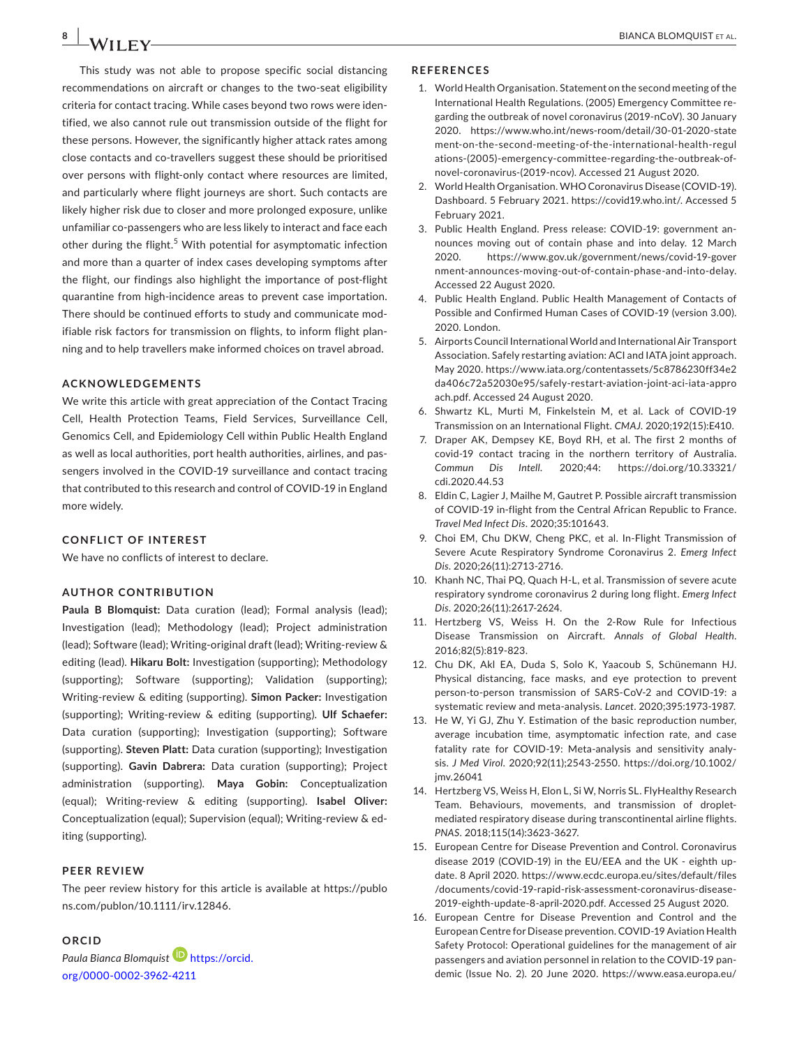This study was not able to propose specific social distancing recommendations on aircraft or changes to the two-seat eligibility criteria for contact tracing. While cases beyond two rows were identified, we also cannot rule out transmission outside of the flight for these persons. However, the significantly higher attack rates among close contacts and co-travellers suggest these should be prioritised over persons with flight-only contact where resources are limited, and particularly where flight journeys are short. Such contacts are likely higher risk due to closer and more prolonged exposure, unlike unfamiliar co-passengers who are less likely to interact and face each other during the flight.[5] With potential for asymptomatic infection and more than a quarter of index cases developing symptoms after the flight, our findings also highlight the importance of post-flight quarantine from high-incidence areas to prevent case importation. There should be continued efforts to study and communicate modifiable risk factors for transmission on flights, to inform flight planning and to help travellers make informed choices on travel abroad.

## ACKNOWLEDGEMENTS

We write this article with great appreciation of the Contact Tracing Cell, Health Protection Teams, Field Services, Surveillance Cell, Genomics Cell, and Epidemiology Cell within Public Health England as well as local authorities, port health authorities, airlines, and passengers involved in the COVID-19 surveillance and contact tracing that contributed to this research and control of COVID-19 in England more widely.

## CONFLICT OF INTEREST

We have no conflicts of interest to declare.

## AUTHOR CONTRIBUTION

**Paula B Blomquist:** Data curation (lead); Formal analysis (lead); Investigation (lead); Methodology (lead); Project administration (lead); Software (lead); Writing-original draft (lead); Writing-review & editing (lead). **Hikaru Bolt:** Investigation (supporting); Methodology (supporting); Software (supporting); Validation (supporting); Writing-review & editing (supporting). **Simon Packer:** Investigation (supporting); Writing-review & editing (supporting). **Ulf Schaefer:** Data curation (supporting); Investigation (supporting); Software (supporting). **Steven Platt:** Data curation (supporting); Investigation (supporting). **Gavin Dabrera:** Data curation (supporting); Project administration (supporting). **Maya Gobin:** Conceptualization (equal); Writing-review & editing (supporting). **Isabel Oliver:** Conceptualization (equal); Supervision (equal); Writing-review & editing (supporting).

## PEER REVIEW

The peer review history for this article is available at https://publons.com/publon/10.1111/irv.12846.

## ORCID

*Paula Bianca Blomquist* https://orcid.org/0000-0002-3962-4211

## REFERENCES

1. World Health Organisation. Statement on the second meeting of the International Health Regulations. (2005) Emergency Committee regarding the outbreak of novel coronavirus (2019-nCoV). 30 January 2020. https://www.who.int/news-room/detail/30-01-2020-statement-on-the-second-meeting-of-the-international-health-regulations-(2005)-emergency-committee-regarding-the-outbreak-of-novel-coronavirus-(2019-ncov). Accessed 21 August 2020.
2. World Health Organisation. WHO Coronavirus Disease (COVID-19). Dashboard. 5 February 2021. https://covid19.who.int/. Accessed 5 February 2021.
3. Public Health England. Press release: COVID-19: government announces moving out of contain phase and into delay. 12 March 2020. https://www.gov.uk/government/news/covid-19-government-announces-moving-out-of-contain-phase-and-into-delay. Accessed 22 August 2020.
4. Public Health England. Public Health Management of Contacts of Possible and Confirmed Human Cases of COVID-19 (version 3.00). 2020. London.
5. Airports Council International World and International Air Transport Association. Safely restarting aviation: ACI and IATA joint approach. May 2020. https://www.iata.org/contentassets/5c8786230ff34e2da406c72a52030e95/safely-restart-aviation-joint-aci-iata-approach.pdf. Accessed 24 August 2020.
6. Shwartz KL, Murti M, Finkelstein M, et al. Lack of COVID-19 Transmission on an International Flight. *CMAJ*. 2020;192(15):E410.
7. Draper AK, Dempsey KE, Boyd RH, et al. The first 2 months of covid-19 contact tracing in the northern territory of Australia. *Commun Dis Intell*. 2020;44: https://doi.org/10.33321/cdi.2020.44.53
8. Eldin C, Lagier J, Mailhe M, Gautret P. Possible aircraft transmission of COVID-19 in-flight from the Central African Republic to France. *Travel Med Infect Dis*. 2020;35:101643.
9. Choi EM, Chu DKW, Cheng PKC, et al. In-Flight Transmission of Severe Acute Respiratory Syndrome Coronavirus 2. *Emerg Infect Dis*. 2020;26(11):2713-2716.
10. Khanh NC, Thai PQ, Quach H-L, et al. Transmission of severe acute respiratory syndrome coronavirus 2 during long flight. *Emerg Infect Dis*. 2020;26(11):2617-2624.
11. Hertzberg VS, Weiss H. On the 2-Row Rule for Infectious Disease Transmission on Aircraft. *Annals of Global Health*. 2016;82(5):819-823.
12. Chu DK, Akl EA, Duda S, Solo K, Yaacoub S, Schünemann HJ. Physical distancing, face masks, and eye protection to prevent person-to-person transmission of SARS-CoV-2 and COVID-19: a systematic review and meta-analysis. *Lancet*. 2020;395:1973-1987.
13. He W, Yi GJ, Zhu Y. Estimation of the basic reproduction number, average incubation time, asymptomatic infection rate, and case fatality rate for COVID-19: Meta-analysis and sensitivity analysis. *J Med Virol*. 2020;92(11);2543-2550. https://doi.org/10.1002/jmv.26041
14. Hertzberg VS, Weiss H, Elon L, Si W, Norris SL. FlyHealthy Research Team. Behaviours, movements, and transmission of droplet-mediated respiratory disease during transcontinental airline flights. *PNAS*. 2018;115(14):3623-3627.
15. European Centre for Disease Prevention and Control. Coronavirus disease 2019 (COVID-19) in the EU/EEA and the UK - eighth update. 8 April 2020. https://www.ecdc.europa.eu/sites/default/files/documents/covid-19-rapid-risk-assessment-coronavirus-disease-2019-eighth-update-8-april-2020.pdf. Accessed 25 August 2020.
16. European Centre for Disease Prevention and Control and the European Centre for Disease prevention. COVID-19 Aviation Health Safety Protocol: Operational guidelines for the management of air passengers and aviation personnel in relation to the COVID-19 pandemic (Issue No. 2). 20 June 2020. https://www.easa.europa.eu/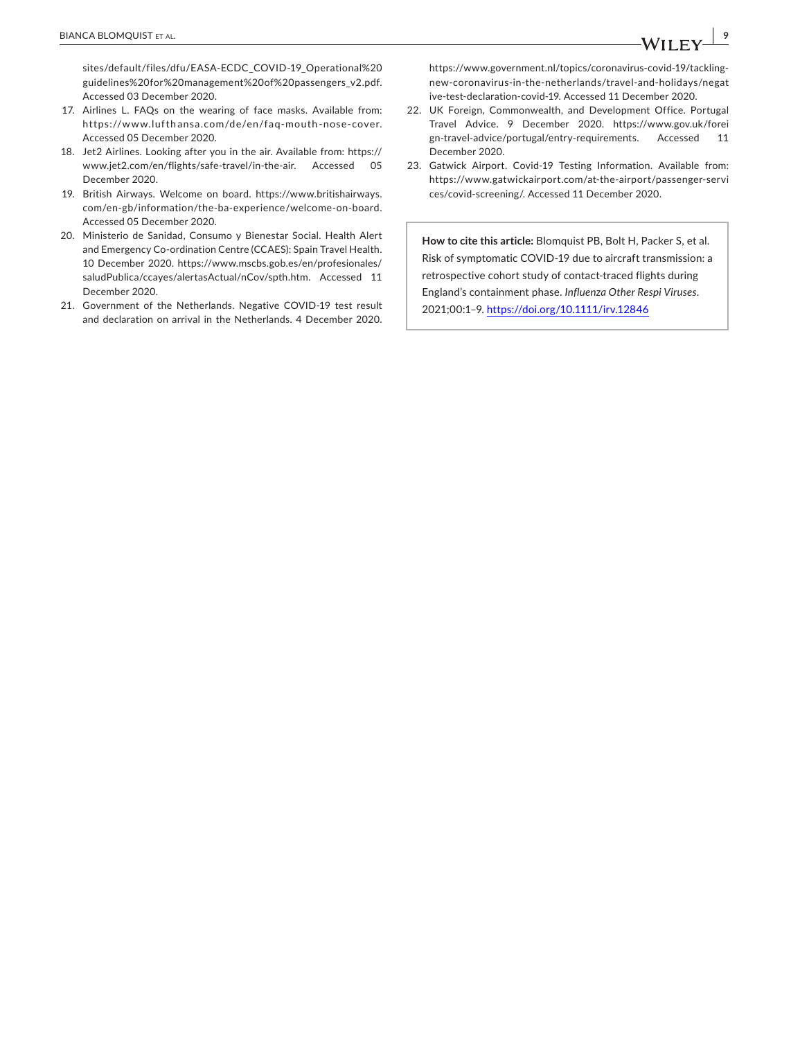sites/default/files/dfu/EASA-ECDC_COVID-19_Operational%20guidelines%20for%20management%20of%20passengers_v2.pdf. Accessed 03 December 2020.

17. Airlines L. FAQs on the wearing of face masks. Available from: https://www.lufthansa.com/de/en/faq-mouth-nose-cover. Accessed 05 December 2020.
18. Jet2 Airlines. Looking after you in the air. Available from: https://www.jet2.com/en/flights/safe-travel/in-the-air. Accessed 05 December 2020.
19. British Airways. Welcome on board. https://www.britishairways.com/en-gb/information/the-ba-experience/welcome-on-board. Accessed 05 December 2020.
20. Ministerio de Sanidad, Consumo y Bienestar Social. Health Alert and Emergency Co-ordination Centre (CCAES): Spain Travel Health. 10 December 2020. https://www.mscbs.gob.es/en/profesionales/saludPublica/ccayes/alertasActual/nCov/spth.htm. Accessed 11 December 2020.
21. Government of the Netherlands. Negative COVID-19 test result and declaration on arrival in the Netherlands. 4 December 2020. https://www.government.nl/topics/coronavirus-covid-19/tackling-new-coronavirus-in-the-netherlands/travel-and-holidays/negative-test-declaration-covid-19. Accessed 11 December 2020.
22. UK Foreign, Commonwealth, and Development Office. Portugal Travel Advice. 9 December 2020. https://www.gov.uk/foreign-travel-advice/portugal/entry-requirements. Accessed 11 December 2020.
23. Gatwick Airport. Covid-19 Testing Information. Available from: https://www.gatwickairport.com/at-the-airport/passenger-services/covid-screening/. Accessed 11 December 2020.

**How to cite this article:** Blomquist PB, Bolt H, Packer S, et al. Risk of symptomatic COVID-19 due to aircraft transmission: a retrospective cohort study of contact-traced flights during England's containment phase. *Influenza Other Respi Viruses*. 2021;00:1–9. https://doi.org/10.1111/irv.12846